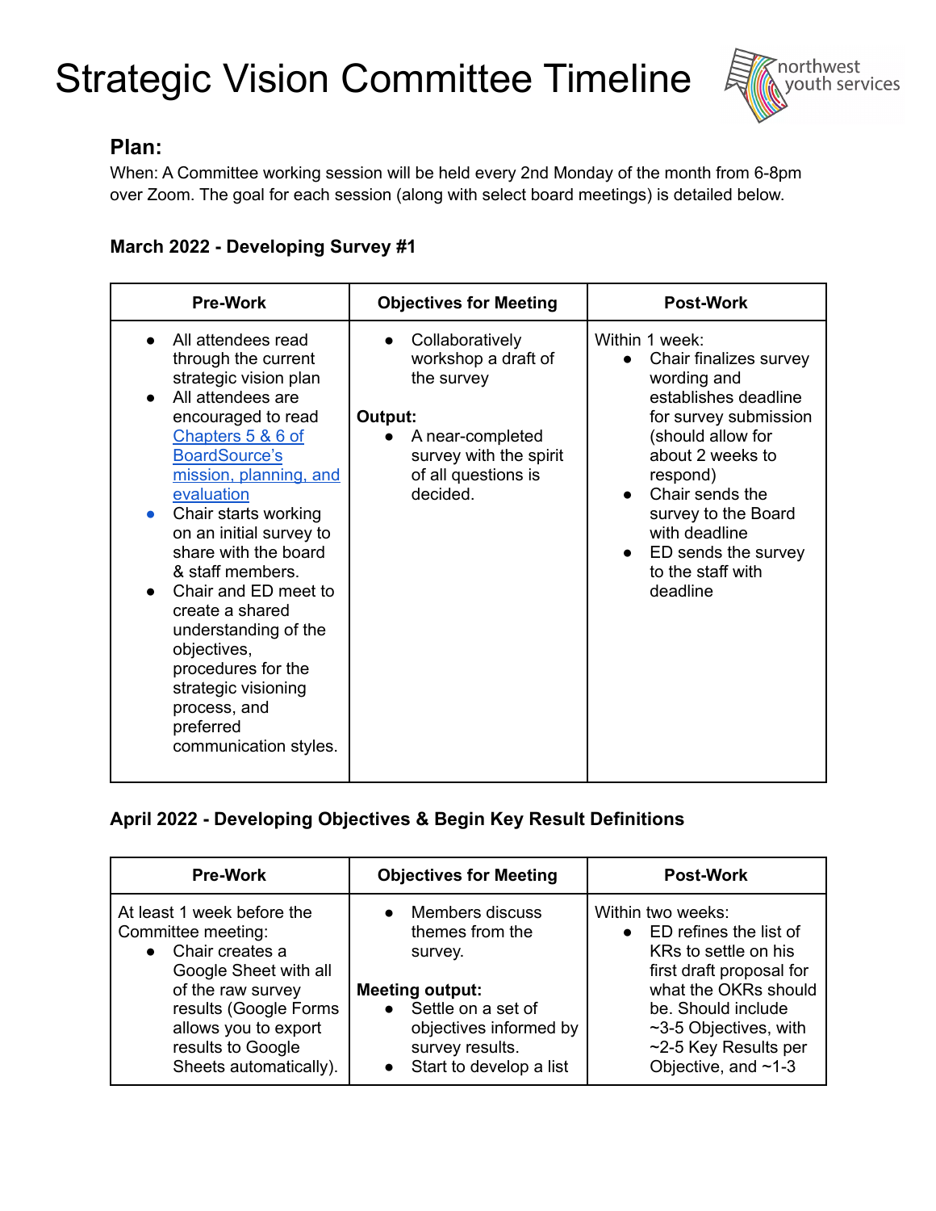# Strategic Vision Committee Timeline

## Plan:

When: A Committee working session will be held every 2nd Monday of the month from 6-8pm over Zoom. The goal for each session (along with select board meetings) is detailed below.

### March 2022 - Developing Survey #1

| Pre-Work | Objectives for Meeting | Post-Work |
| --- | --- | --- |
| • All attendees read through the current strategic vision plan<br>• All attendees are encouraged to read [Chapters 5 & 6 of BoardSource's mission, planning, and evaluation]<br>• Chair starts working on an initial survey to share with the board & staff members.<br>• Chair and ED meet to create a shared understanding of the objectives, procedures for the strategic visioning process, and preferred communication styles. | • Collaboratively workshop a draft of the survey<br><br>**Output:**<br>• A near-completed survey with the spirit of all questions is decided. | Within 1 week:<br>• Chair finalizes survey wording and establishes deadline for survey submission (should allow for about 2 weeks to respond)<br>• Chair sends the survey to the Board with deadline<br>• ED sends the survey to the staff with deadline |

### April 2022 - Developing Objectives & Begin Key Result Definitions

| Pre-Work | Objectives for Meeting | Post-Work |
| --- | --- | --- |
| At least 1 week before the Committee meeting:<br>• Chair creates a Google Sheet with all of the raw survey results (Google Forms allows you to export results to Google Sheets automatically). | • Members discuss themes from the survey.<br><br>**Meeting output:**<br>• Settle on a set of objectives informed by survey results.<br>• Start to develop a list | Within two weeks:<br>• ED refines the list of KRs to settle on his first draft proposal for what the OKRs should be. Should include ~3-5 Objectives, with ~2-5 Key Results per Objective, and ~1-3 |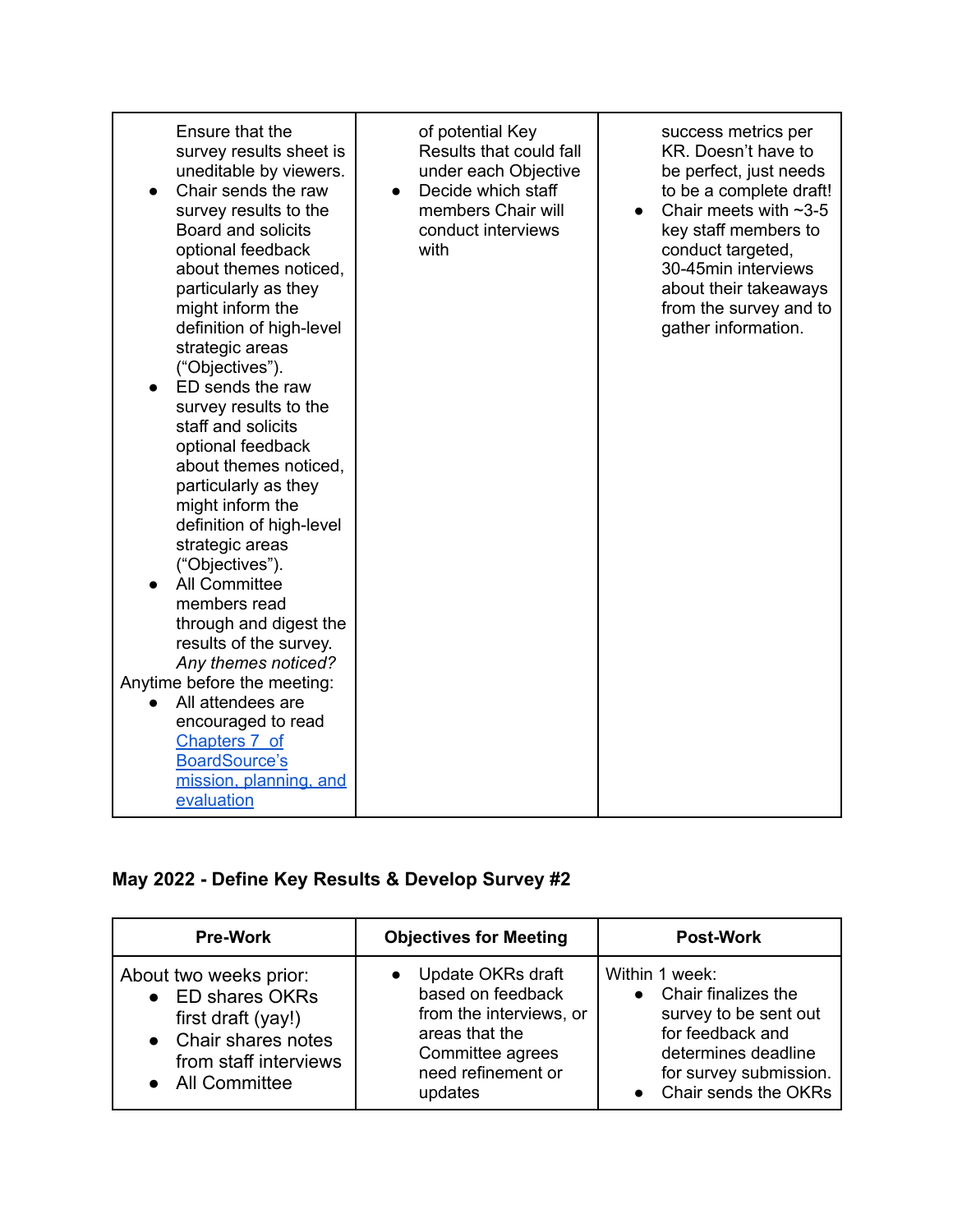| | | |
|---|---|---|
| Ensure that the survey results sheet is uneditable by viewers.<br>• Chair sends the raw survey results to the Board and solicits optional feedback about themes noticed, particularly as they might inform the definition of high-level strategic areas (“Objectives”).<br>• ED sends the raw survey results to the staff and solicits optional feedback about themes noticed, particularly as they might inform the definition of high-level strategic areas (“Objectives”).<br>• All Committee members read through and digest the results of the survey. *Any themes noticed?*<br>Anytime before the meeting:<br>• All attendees are encouraged to read [Chapters 7 of BoardSource’s mission, planning, and evaluation]() | of potential Key Results that could fall under each Objective<br>• Decide which staff members Chair will conduct interviews with | success metrics per KR. Doesn’t have to be perfect, just needs to be a complete draft!<br>• Chair meets with ~3-5 key staff members to conduct targeted, 30-45min interviews about their takeaways from the survey and to gather information. |

### May 2022 - Define Key Results & Develop Survey #2

| Pre-Work | Objectives for Meeting | Post-Work |
|---|---|---|
| About two weeks prior:<br>• ED shares OKRs first draft (yay!)<br>• Chair shares notes from staff interviews<br>• All Committee | • Update OKRs draft based on feedback from the interviews, or areas that the Committee agrees need refinement or updates | Within 1 week:<br>• Chair finalizes the survey to be sent out for feedback and determines deadline for survey submission.<br>• Chair sends the OKRs |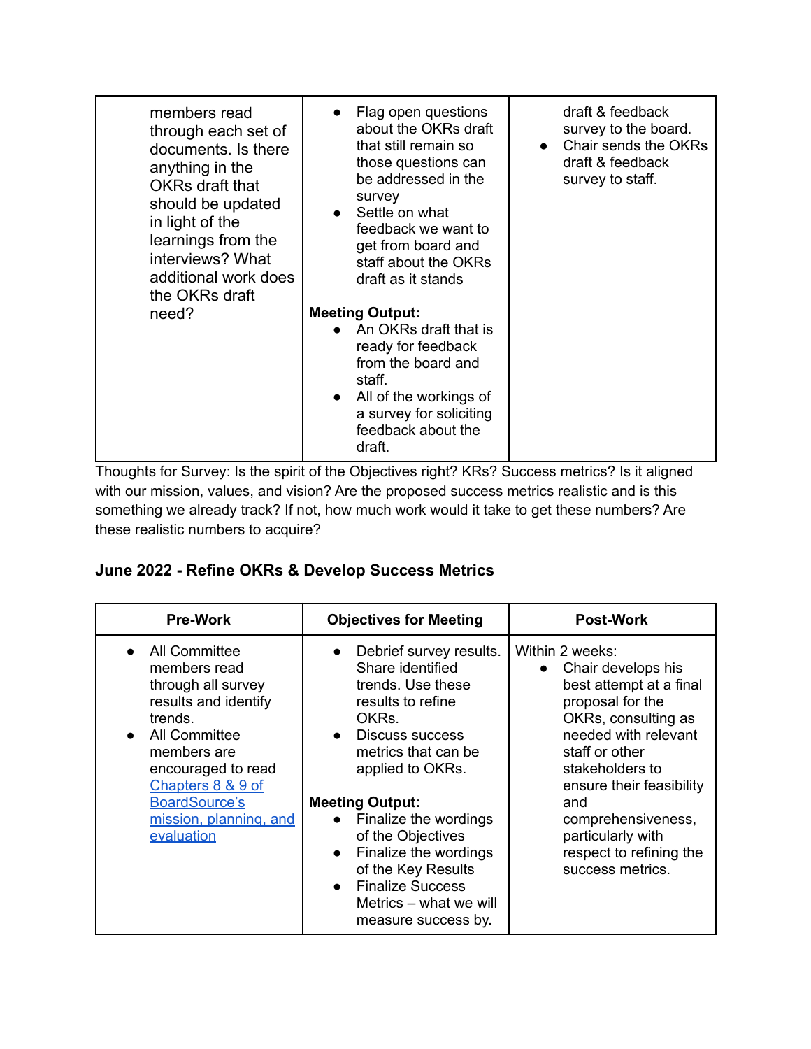| | | |
|---|---|---|
| members read through each set of documents. Is there anything in the OKRs draft that should be updated in light of the learnings from the interviews? What additional work does the OKRs draft need? | • Flag open questions about the OKRs draft that still remain so those questions can be addressed in the survey<br>• Settle on what feedback we want to get from board and staff about the OKRs draft as it stands<br><br>**Meeting Output:**<br>• An OKRs draft that is ready for feedback from the board and staff.<br>• All of the workings of a survey for soliciting feedback about the draft. | draft & feedback survey to the board.<br>• Chair sends the OKRs draft & feedback survey to staff. |

Thoughts for Survey: Is the spirit of the Objectives right? KRs? Success metrics? Is it aligned with our mission, values, and vision? Are the proposed success metrics realistic and is this something we already track? If not, how much work would it take to get these numbers? Are these realistic numbers to acquire?

### June 2022 - Refine OKRs & Develop Success Metrics

| Pre-Work | Objectives for Meeting | Post-Work |
|---|---|---|
| • All Committee members read through all survey results and identify trends.<br>• All Committee members are encouraged to read [Chapters 8 & 9 of BoardSource's mission, planning, and evaluation] | • Debrief survey results. Share identified trends. Use these results to refine OKRs.<br>• Discuss success metrics that can be applied to OKRs.<br><br>**Meeting Output:**<br>• Finalize the wordings of the Objectives<br>• Finalize the wordings of the Key Results<br>• Finalize Success Metrics – what we will measure success by. | Within 2 weeks:<br>• Chair develops his best attempt at a final proposal for the OKRs, consulting as needed with relevant staff or other stakeholders to ensure their feasibility and comprehensiveness, particularly with respect to refining the success metrics. |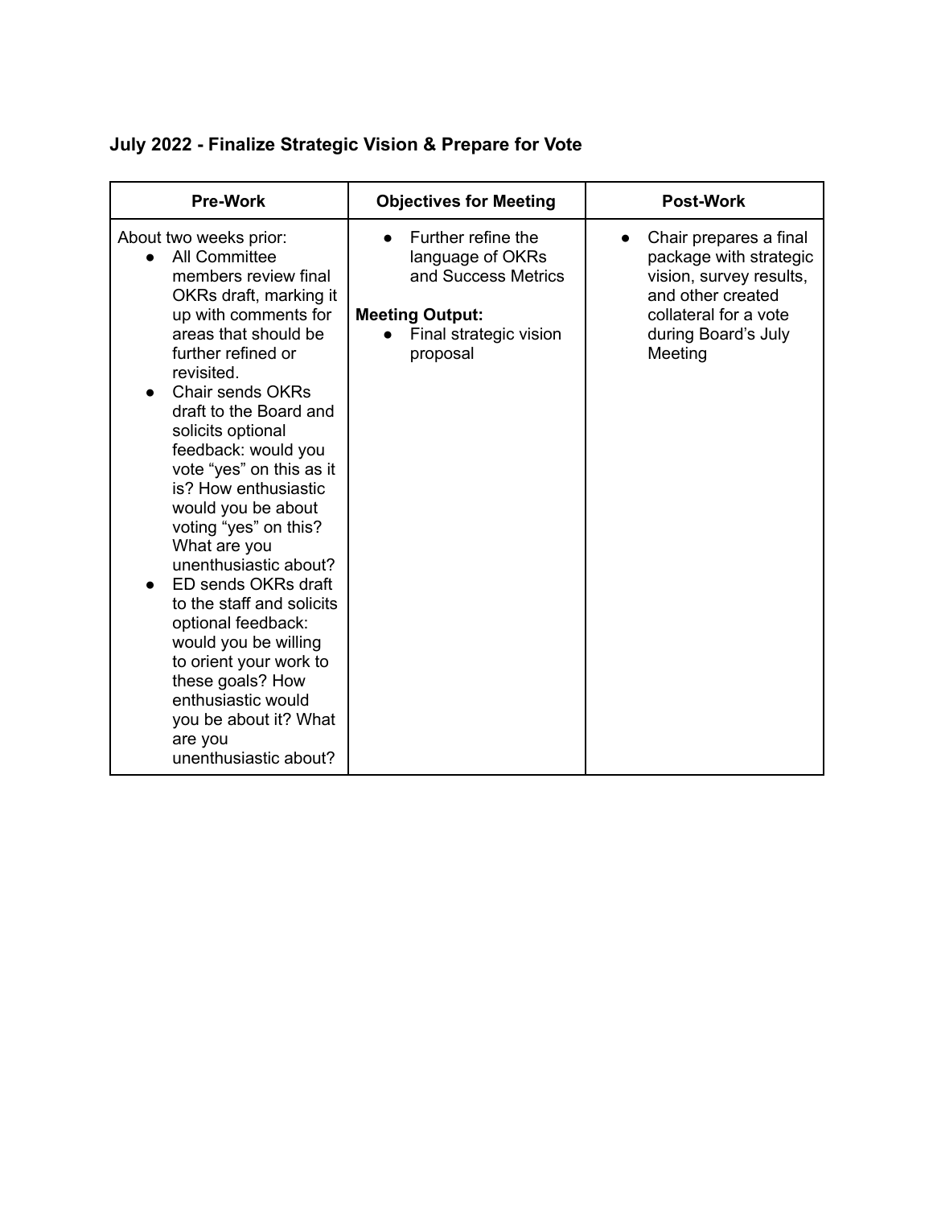### July 2022 - Finalize Strategic Vision & Prepare for Vote

| Pre-Work | Objectives for Meeting | Post-Work |
|---|---|---|
| About two weeks prior:<br>• All Committee members review final OKRs draft, marking it up with comments for areas that should be further refined or revisited.<br>• Chair sends OKRs draft to the Board and solicits optional feedback: would you vote "yes" on this as it is? How enthusiastic would you be about voting "yes" on this? What are you unenthusiastic about?<br>• ED sends OKRs draft to the staff and solicits optional feedback: would you be willing to orient your work to these goals? How enthusiastic would you be about it? What are you unenthusiastic about? | • Further refine the language of OKRs and Success Metrics<br><br>**Meeting Output:**<br>• Final strategic vision proposal | • Chair prepares a final package with strategic vision, survey results, and other created collateral for a vote during Board's July Meeting |